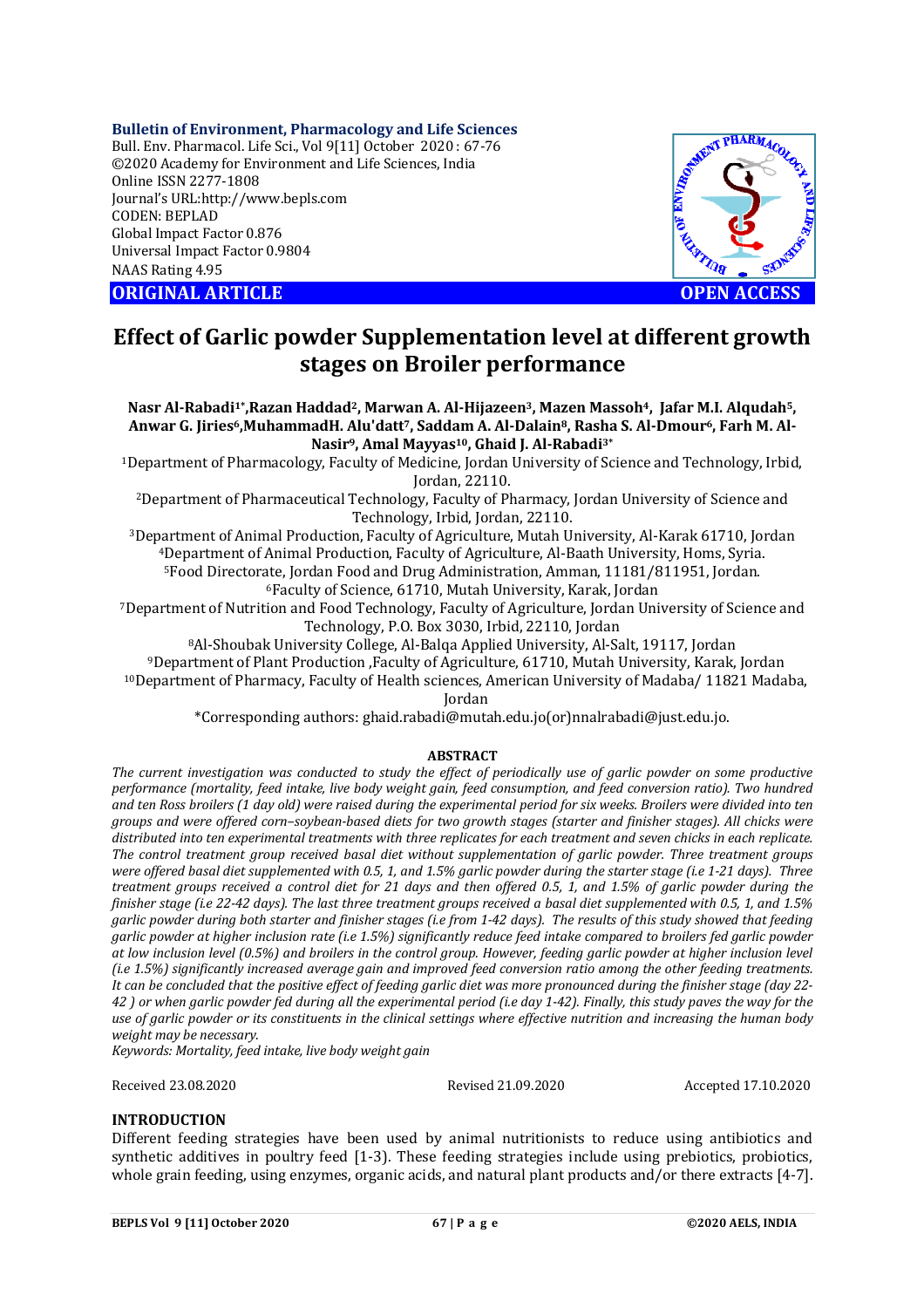**Bulletin of Environment, Pharmacology and Life Sciences**
Bull. Env. Pharmacol. Life Sci., Vol 9[11] October 2020 : 67-76
©2020 Academy for Environment and Life Sciences, India
Online ISSN 2277-1808
Journal's URL:http://www.bepls.com
CODEN: BEPLAD
Global Impact Factor 0.876
Universal Impact Factor 0.9804
NAAS Rating 4.95

**ORIGINAL ARTICLE** **OPEN ACCESS**

# Effect of Garlic powder Supplementation level at different growth stages on Broiler performance

**Nasr Al-Rabadi[1*], Razan Haddad[2], Marwan A. Al-Hijazeen[3], Mazen Massoh[4], Jafar M.I. Alqudah[5], Anwar G. Jiries[6], MuhammadH. Alu'datt[7], Saddam A. Al-Dalain[8], Rasha S. Al-Dmour[6], Farh M. Al-Nasir[9], Amal Mayyas[10], Ghaid J. Al-Rabadi[3*]**

[1]Department of Pharmacology, Faculty of Medicine, Jordan University of Science and Technology, Irbid, Jordan, 22110.
[2]Department of Pharmaceutical Technology, Faculty of Pharmacy, Jordan University of Science and Technology, Irbid, Jordan, 22110.
[3]Department of Animal Production, Faculty of Agriculture, Mutah University, Al-Karak 61710, Jordan
[4]Department of Animal Production, Faculty of Agriculture, Al-Baath University, Homs, Syria.
[5]Food Directorate, Jordan Food and Drug Administration, Amman, 11181/811951, Jordan.
[6]Faculty of Science, 61710, Mutah University, Karak, Jordan
[7]Department of Nutrition and Food Technology, Faculty of Agriculture, Jordan University of Science and Technology, P.O. Box 3030, Irbid, 22110, Jordan
[8]Al-Shoubak University College, Al-Balqa Applied University, Al-Salt, 19117, Jordan
[9]Department of Plant Production ,Faculty of Agriculture, 61710, Mutah University, Karak, Jordan
[10]Department of Pharmacy, Faculty of Health sciences, American University of Madaba/ 11821 Madaba, Jordan

*Corresponding authors: ghaid.rabadi@mutah.edu.jo(or)nnalrabadi@just.edu.jo.

## ABSTRACT

*The current investigation was conducted to study the effect of periodically use of garlic powder on some productive performance (mortality, feed intake, live body weight gain, feed consumption, and feed conversion ratio). Two hundred and ten Ross broilers (1 day old) were raised during the experimental period for six weeks. Broilers were divided into ten groups and were offered corn–soybean-based diets for two growth stages (starter and finisher stages). All chicks were distributed into ten experimental treatments with three replicates for each treatment and seven chicks in each replicate. The control treatment group received basal diet without supplementation of garlic powder. Three treatment groups were offered basal diet supplemented with 0.5, 1, and 1.5% garlic powder during the starter stage (i.e 1-21 days). Three treatment groups received a control diet for 21 days and then offered 0.5, 1, and 1.5% of garlic powder during the finisher stage (i.e 22-42 days). The last three treatment groups received a basal diet supplemented with 0.5, 1, and 1.5% garlic powder during both starter and finisher stages (i.e from 1-42 days). The results of this study showed that feeding garlic powder at higher inclusion rate (i.e 1.5%) significantly reduce feed intake compared to broilers fed garlic powder at low inclusion level (0.5%) and broilers in the control group. However, feeding garlic powder at higher inclusion level (i.e 1.5%) significantly increased average gain and improved feed conversion ratio among the other feeding treatments. It can be concluded that the positive effect of feeding garlic diet was more pronounced during the finisher stage (day 22-42 ) or when garlic powder fed during all the experimental period (i.e day 1-42). Finally, this study paves the way for the use of garlic powder or its constituents in the clinical settings where effective nutrition and increasing the human body weight may be necessary.*

*Keywords: Mortality, feed intake, live body weight gain*

Received 23.08.2020 Revised 21.09.2020 Accepted 17.10.2020

## INTRODUCTION

Different feeding strategies have been used by animal nutritionists to reduce using antibiotics and synthetic additives in poultry feed [1-3]. These feeding strategies include using prebiotics, probiotics, whole grain feeding, using enzymes, organic acids, and natural plant products and/or there extracts [4-7].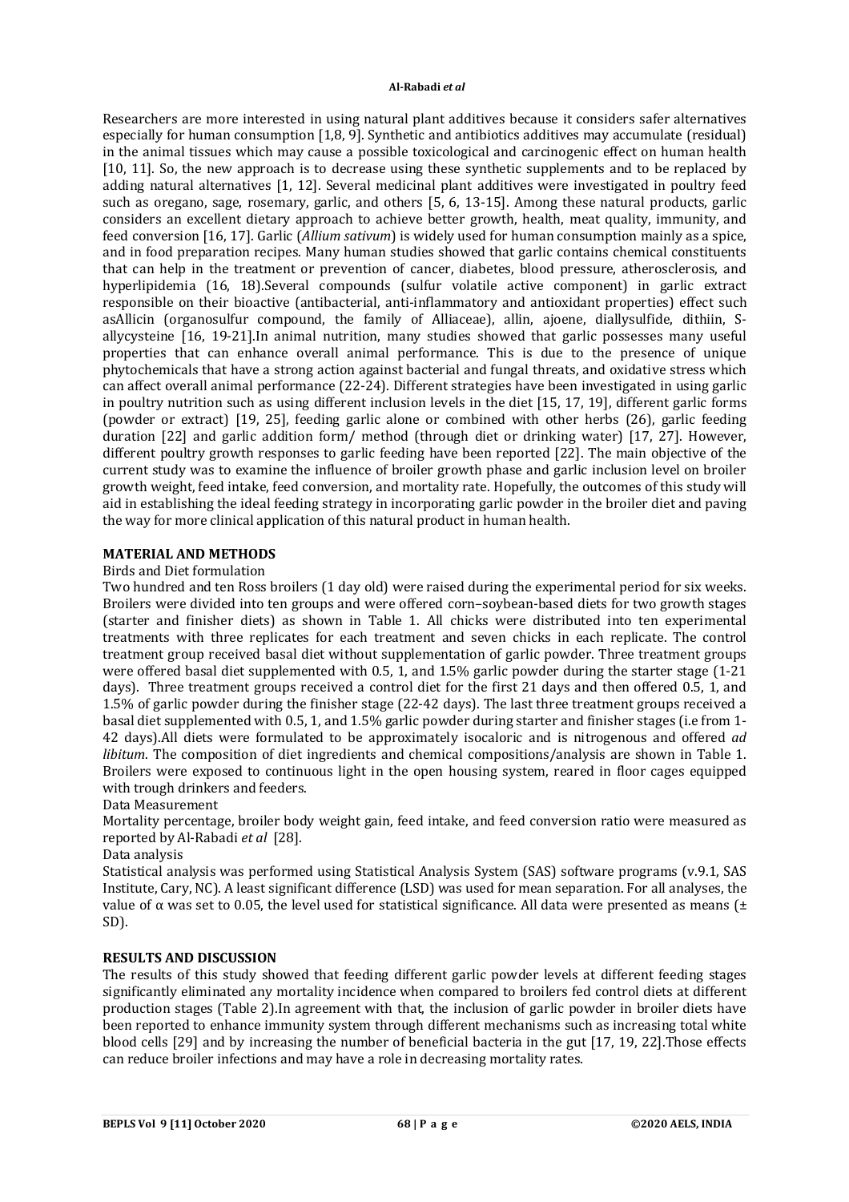Researchers are more interested in using natural plant additives because it considers safer alternatives especially for human consumption [1,8, 9]. Synthetic and antibiotics additives may accumulate (residual) in the animal tissues which may cause a possible toxicological and carcinogenic effect on human health [10, 11]. So, the new approach is to decrease using these synthetic supplements and to be replaced by adding natural alternatives [1, 12]. Several medicinal plant additives were investigated in poultry feed such as oregano, sage, rosemary, garlic, and others [5, 6, 13-15]. Among these natural products, garlic considers an excellent dietary approach to achieve better growth, health, meat quality, immunity, and feed conversion [16, 17]. Garlic (*Allium sativum*) is widely used for human consumption mainly as a spice, and in food preparation recipes. Many human studies showed that garlic contains chemical constituents that can help in the treatment or prevention of cancer, diabetes, blood pressure, atherosclerosis, and hyperlipidemia (16, 18).Several compounds (sulfur volatile active component) in garlic extract responsible on their bioactive (antibacterial, anti-inflammatory and antioxidant properties) effect such asAllicin (organosulfur compound, the family of Alliaceae), allin, ajoene, diallysulfide, dithiin, S-allycysteine [16, 19-21].In animal nutrition, many studies showed that garlic possesses many useful properties that can enhance overall animal performance. This is due to the presence of unique phytochemicals that have a strong action against bacterial and fungal threats, and oxidative stress which can affect overall animal performance (22-24). Different strategies have been investigated in using garlic in poultry nutrition such as using different inclusion levels in the diet [15, 17, 19], different garlic forms (powder or extract) [19, 25], feeding garlic alone or combined with other herbs (26), garlic feeding duration [22] and garlic addition form/ method (through diet or drinking water) [17, 27]. However, different poultry growth responses to garlic feeding have been reported [22]. The main objective of the current study was to examine the influence of broiler growth phase and garlic inclusion level on broiler growth weight, feed intake, feed conversion, and mortality rate. Hopefully, the outcomes of this study will aid in establishing the ideal feeding strategy in incorporating garlic powder in the broiler diet and paving the way for more clinical application of this natural product in human health.

## MATERIAL AND METHODS

### Birds and Diet formulation

Two hundred and ten Ross broilers (1 day old) were raised during the experimental period for six weeks. Broilers were divided into ten groups and were offered corn–soybean-based diets for two growth stages (starter and finisher diets) as shown in Table 1. All chicks were distributed into ten experimental treatments with three replicates for each treatment and seven chicks in each replicate. The control treatment group received basal diet without supplementation of garlic powder. Three treatment groups were offered basal diet supplemented with 0.5, 1, and 1.5% garlic powder during the starter stage (1-21 days). Three treatment groups received a control diet for the first 21 days and then offered 0.5, 1, and 1.5% of garlic powder during the finisher stage (22-42 days). The last three treatment groups received a basal diet supplemented with 0.5, 1, and 1.5% garlic powder during starter and finisher stages (i.e from 1-42 days).All diets were formulated to be approximately isocaloric and is nitrogenous and offered *ad libitum*. The composition of diet ingredients and chemical compositions/analysis are shown in Table 1. Broilers were exposed to continuous light in the open housing system, reared in floor cages equipped with trough drinkers and feeders.

### Data Measurement

Mortality percentage, broiler body weight gain, feed intake, and feed conversion ratio were measured as reported by Al-Rabadi *et al* [28].

### Data analysis

Statistical analysis was performed using Statistical Analysis System (SAS) software programs (v.9.1, SAS Institute, Cary, NC). A least significant difference (LSD) was used for mean separation. For all analyses, the value of $\alpha$ was set to 0.05, the level used for statistical significance. All data were presented as means (± SD).

## RESULTS AND DISCUSSION

The results of this study showed that feeding different garlic powder levels at different feeding stages significantly eliminated any mortality incidence when compared to broilers fed control diets at different production stages (Table 2).In agreement with that, the inclusion of garlic powder in broiler diets have been reported to enhance immunity system through different mechanisms such as increasing total white blood cells [29] and by increasing the number of beneficial bacteria in the gut [17, 19, 22].Those effects can reduce broiler infections and may have a role in decreasing mortality rates.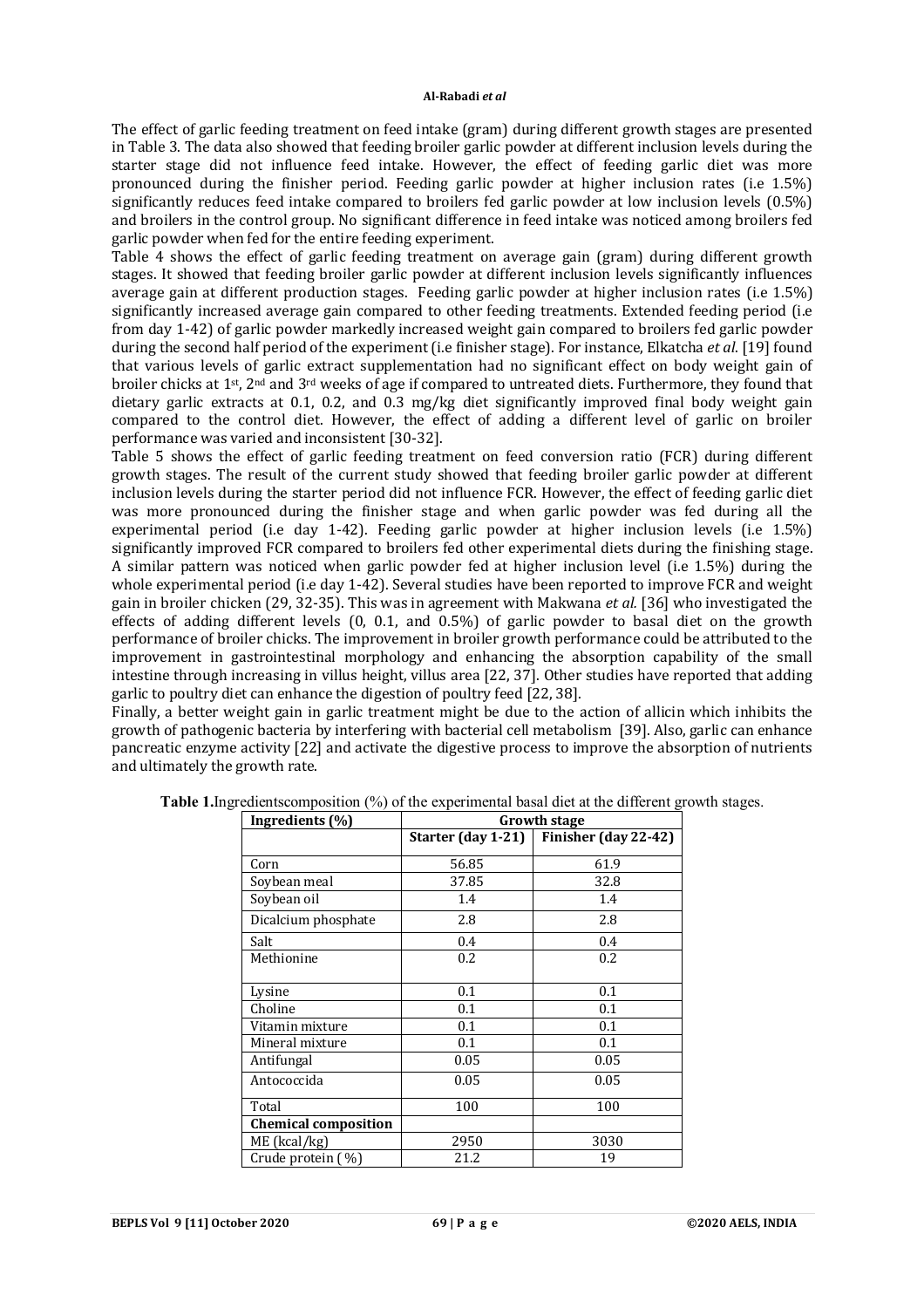The effect of garlic feeding treatment on feed intake (gram) during different growth stages are presented in Table 3. The data also showed that feeding broiler garlic powder at different inclusion levels during the starter stage did not influence feed intake. However, the effect of feeding garlic diet was more pronounced during the finisher period. Feeding garlic powder at higher inclusion rates (i.e 1.5%) significantly reduces feed intake compared to broilers fed garlic powder at low inclusion levels (0.5%) and broilers in the control group. No significant difference in feed intake was noticed among broilers fed garlic powder when fed for the entire feeding experiment.

Table 4 shows the effect of garlic feeding treatment on average gain (gram) during different growth stages. It showed that feeding broiler garlic powder at different inclusion levels significantly influences average gain at different production stages. Feeding garlic powder at higher inclusion rates (i.e 1.5%) significantly increased average gain compared to other feeding treatments. Extended feeding period (i.e from day 1-42) of garlic powder markedly increased weight gain compared to broilers fed garlic powder during the second half period of the experiment (i.e finisher stage). For instance, Elkatcha *et al*. [19] found that various levels of garlic extract supplementation had no significant effect on body weight gain of broiler chicks at 1st, 2nd and 3rd weeks of age if compared to untreated diets. Furthermore, they found that dietary garlic extracts at 0.1, 0.2, and 0.3 mg/kg diet significantly improved final body weight gain compared to the control diet. However, the effect of adding a different level of garlic on broiler performance was varied and inconsistent [30-32].

Table 5 shows the effect of garlic feeding treatment on feed conversion ratio (FCR) during different growth stages. The result of the current study showed that feeding broiler garlic powder at different inclusion levels during the starter period did not influence FCR. However, the effect of feeding garlic diet was more pronounced during the finisher stage and when garlic powder was fed during all the experimental period (i.e day 1-42). Feeding garlic powder at higher inclusion levels (i.e 1.5%) significantly improved FCR compared to broilers fed other experimental diets during the finishing stage. A similar pattern was noticed when garlic powder fed at higher inclusion level (i.e 1.5%) during the whole experimental period (i.e day 1-42). Several studies have been reported to improve FCR and weight gain in broiler chicken (29, 32-35). This was in agreement with Makwana *et al.* [36] who investigated the effects of adding different levels (0, 0.1, and 0.5%) of garlic powder to basal diet on the growth performance of broiler chicks. The improvement in broiler growth performance could be attributed to the improvement in gastrointestinal morphology and enhancing the absorption capability of the small intestine through increasing in villus height, villus area [22, 37]. Other studies have reported that adding garlic to poultry diet can enhance the digestion of poultry feed [22, 38].

Finally, a better weight gain in garlic treatment might be due to the action of allicin which inhibits the growth of pathogenic bacteria by interfering with bacterial cell metabolism [39]. Also, garlic can enhance pancreatic enzyme activity [22] and activate the digestive process to improve the absorption of nutrients and ultimately the growth rate.

**Table 1.**Ingredientscomposition (%) of the experimental basal diet at the different growth stages.

| Ingredients (%) | Growth stage | |
|---|---|---|
| | Starter (day 1-21) | Finisher (day 22-42) |
| Corn | 56.85 | 61.9 |
| Soybean meal | 37.85 | 32.8 |
| Soybean oil | 1.4 | 1.4 |
| Dicalcium phosphate | 2.8 | 2.8 |
| Salt | 0.4 | 0.4 |
| Methionine | 0.2 | 0.2 |
| Lysine | 0.1 | 0.1 |
| Choline | 0.1 | 0.1 |
| Vitamin mixture | 0.1 | 0.1 |
| Mineral mixture | 0.1 | 0.1 |
| Antifungal | 0.05 | 0.05 |
| Antococcida | 0.05 | 0.05 |
| Total | 100 | 100 |
| **Chemical composition** | | |
| ME (kcal/kg) | 2950 | 3030 |
| Crude protein ( %) | 21.2 | 19 |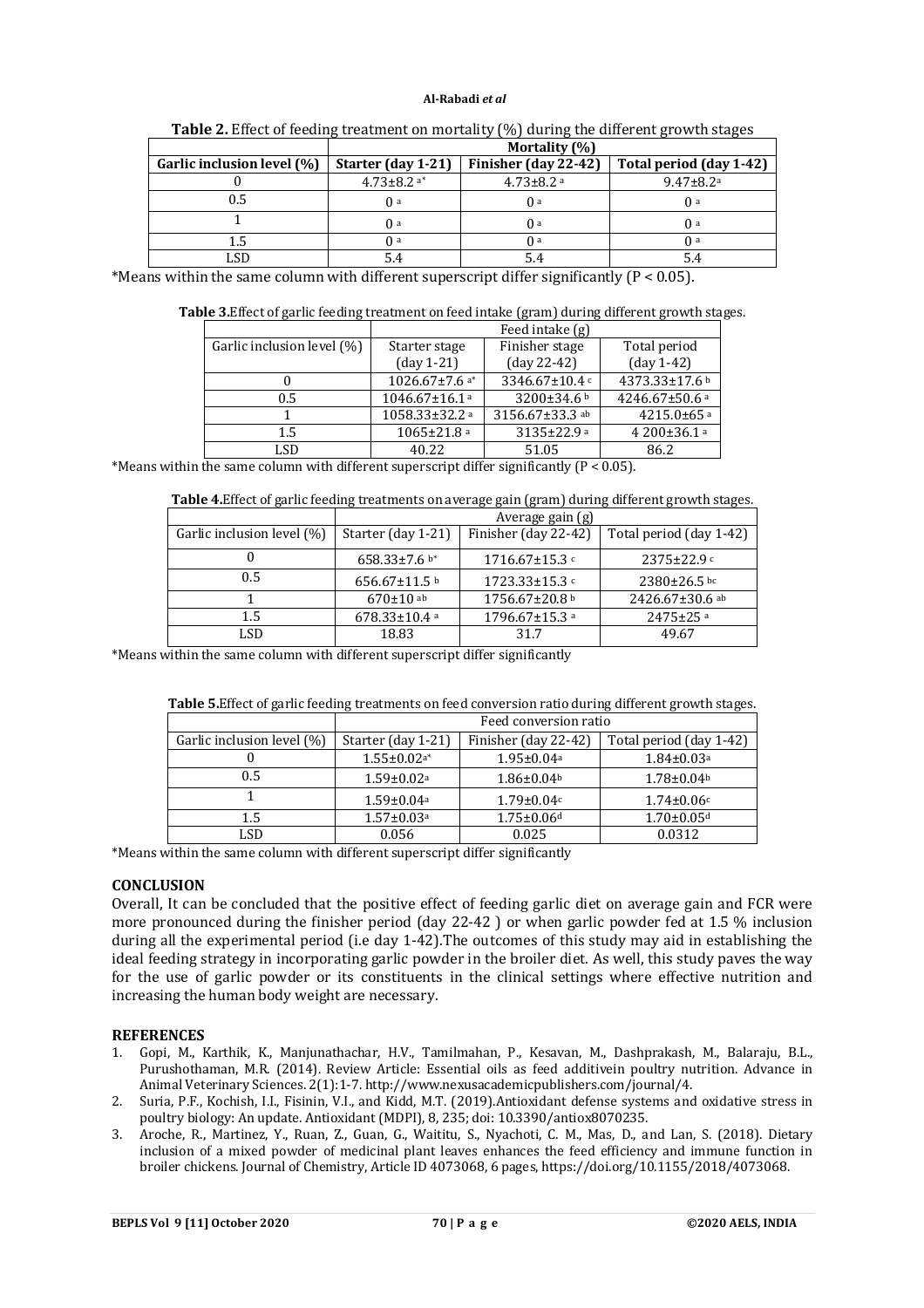**Table 2.** Effect of feeding treatment on mortality (%) during the different growth stages

| | Mortality (%) | | |
|---|---|---|---|
| **Garlic inclusion level (%)** | **Starter (day 1-21)** | **Finisher (day 22-42)** | **Total period (day 1-42)** |
| 0 | 4.73±8.2 [a*] | 4.73±8.2 [a] | 9.47±8.2[a] |
| 0.5 | 0 [a] | 0 [a] | 0 [a] |
| 1 | 0 [a] | 0 [a] | 0 [a] |
| 1.5 | 0 [a] | 0 [a] | 0 [a] |
| LSD | 5.4 | 5.4 | 5.4 |

*Means within the same column with different superscript differ significantly ($P < 0.05$).

**Table 3.** Effect of garlic feeding treatment on feed intake (gram) during different growth stages.

| | Feed intake (g) | | |
|---|---|---|---|
| Garlic inclusion level (%) | Starter stage (day 1-21) | Finisher stage (day 22-42) | Total period (day 1-42) |
| 0 | 1026.67±7.6 [a*] | 3346.67±10.4 [c] | 4373.33±17.6 [b] |
| 0.5 | 1046.67±16.1 [a] | 3200±34.6 [b] | 4246.67±50.6 [a] |
| 1 | 1058.33±32.2 [a] | 3156.67±33.3 [ab] | 4215.0±65 [a] |
| 1.5 | 1065±21.8 [a] | 3135±22.9 [a] | 4 200±36.1 [a] |
| LSD | 40.22 | 51.05 | 86.2 |

*Means within the same column with different superscript differ significantly ($P < 0.05$).

**Table 4.** Effect of garlic feeding treatments on average gain (gram) during different growth stages.

| | Average gain (g) | | |
|---|---|---|---|
| Garlic inclusion level (%) | Starter (day 1-21) | Finisher (day 22-42) | Total period (day 1-42) |
| 0 | 658.33±7.6 [b*] | 1716.67±15.3 [c] | 2375±22.9 [c] |
| 0.5 | 656.67±11.5 [b] | 1723.33±15.3 [c] | 2380±26.5 [bc] |
| 1 | 670±10 [ab] | 1756.67±20.8 [b] | 2426.67±30.6 [ab] |
| 1.5 | 678.33±10.4 [a] | 1796.67±15.3 [a] | 2475±25 [a] |
| LSD | 18.83 | 31.7 | 49.67 |

*Means within the same column with different superscript differ significantly

**Table 5.** Effect of garlic feeding treatments on feed conversion ratio during different growth stages.

| | Feed conversion ratio | | |
|---|---|---|---|
| Garlic inclusion level (%) | Starter (day 1-21) | Finisher (day 22-42) | Total period (day 1-42) |
| 0 | 1.55±0.02[a*] | 1.95±0.04[a] | 1.84±0.03[a] |
| 0.5 | 1.59±0.02[a] | 1.86±0.04[b] | 1.78±0.04[b] |
| 1 | 1.59±0.04[a] | 1.79±0.04[c] | 1.74±0.06[c] |
| 1.5 | 1.57±0.03[a] | 1.75±0.06[d] | 1.70±0.05[d] |
| LSD | 0.056 | 0.025 | 0.0312 |

*Means within the same column with different superscript differ significantly

## CONCLUSION

Overall, It can be concluded that the positive effect of feeding garlic diet on average gain and FCR were more pronounced during the finisher period (day 22-42 ) or when garlic powder fed at 1.5 % inclusion during all the experimental period (i.e day 1-42).The outcomes of this study may aid in establishing the ideal feeding strategy in incorporating garlic powder in the broiler diet. As well, this study paves the way for the use of garlic powder or its constituents in the clinical settings where effective nutrition and increasing the human body weight are necessary.

## REFERENCES

1. Gopi, M., Karthik, K., Manjunathachar, H.V., Tamilmahan, P., Kesavan, M., Dashprakash, M., Balaraju, B.L., Purushothaman, M.R. (2014). Review Article: Essential oils as feed additivein poultry nutrition. Advance in Animal Veterinary Sciences. 2(1):1-7. http://www.nexusacademicpublishers.com/journal/4.
2. Suria, P.F., Kochish, I.I., Fisinin, V.I., and Kidd, M.T. (2019).Antioxidant defense systems and oxidative stress in poultry biology: An update. Antioxidant (MDPI), 8, 235; doi: 10.3390/antiox8070235.
3. Aroche, R., Martinez, Y., Ruan, Z., Guan, G., Waititu, S., Nyachoti, C. M., Mas, D., and Lan, S. (2018). Dietary inclusion of a mixed powder of medicinal plant leaves enhances the feed efficiency and immune function in broiler chickens. Journal of Chemistry, Article ID 4073068, 6 pages, https://doi.org/10.1155/2018/4073068.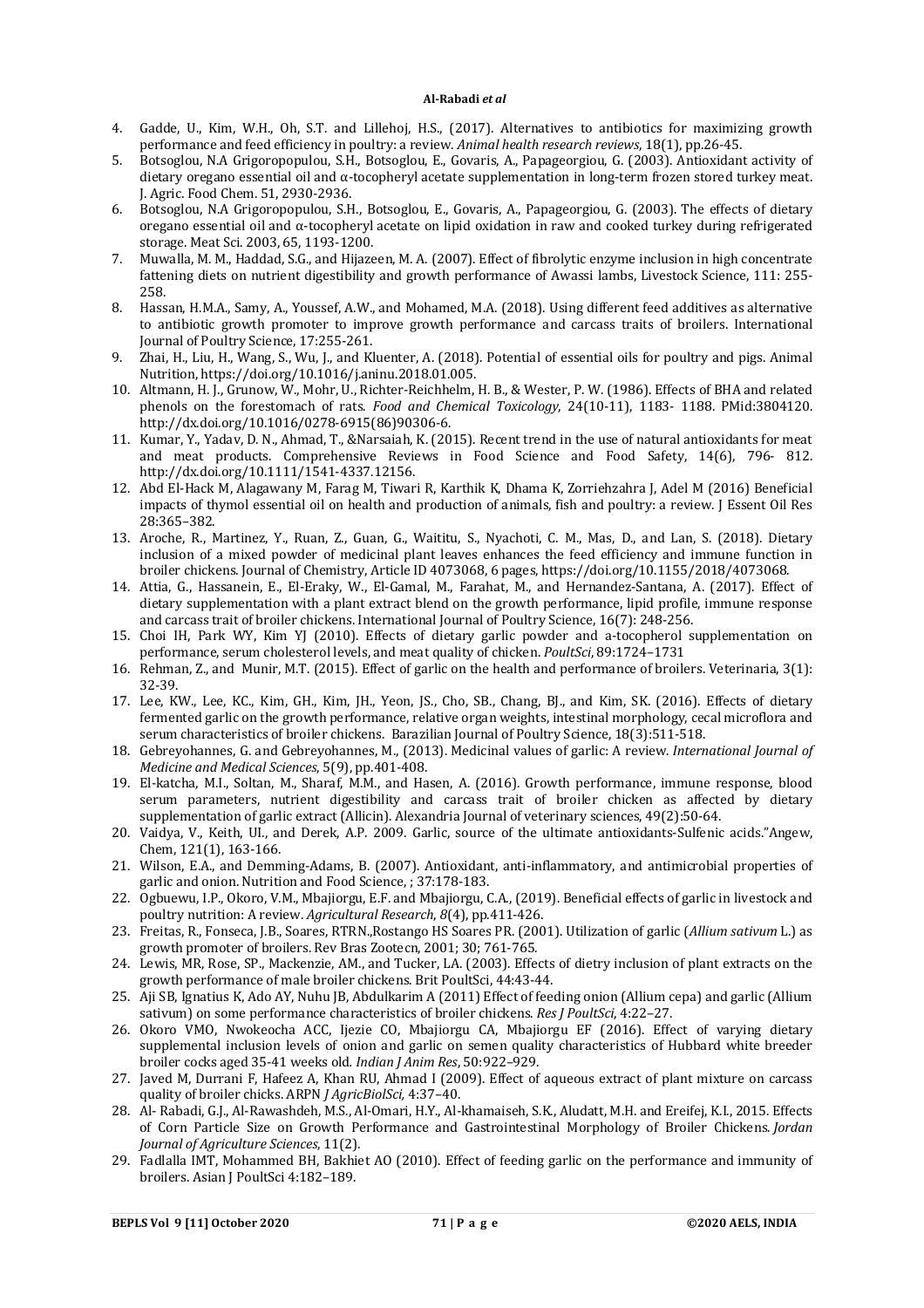4. Gadde, U., Kim, W.H., Oh, S.T. and Lillehoj, H.S., (2017). Alternatives to antibiotics for maximizing growth performance and feed efficiency in poultry: a review. *Animal health research reviews*, 18(1), pp.26-45.
5. Botsoglou, N.A Grigoropopulou, S.H., Botsoglou, E., Govaris, A., Papageorgiou, G. (2003). Antioxidant activity of dietary oregano essential oil and α-tocopheryl acetate supplementation in long-term frozen stored turkey meat. J. Agric. Food Chem. 51, 2930-2936.
6. Botsoglou, N.A Grigoropopulou, S.H., Botsoglou, E., Govaris, A., Papageorgiou, G. (2003). The effects of dietary oregano essential oil and α-tocopheryl acetate on lipid oxidation in raw and cooked turkey during refrigerated storage. Meat Sci. 2003, 65, 1193-1200.
7. Muwalla, M. M., Haddad, S.G., and Hijazeen, M. A. (2007). Effect of fibrolytic enzyme inclusion in high concentrate fattening diets on nutrient digestibility and growth performance of Awassi lambs, Livestock Science, 111: 255-258.
8. Hassan, H.M.A., Samy, A., Youssef, A.W., and Mohamed, M.A. (2018). Using different feed additives as alternative to antibiotic growth promoter to improve growth performance and carcass traits of broilers. International Journal of Poultry Science, 17:255-261.
9. Zhai, H., Liu, H., Wang, S., Wu, J., and Kluenter, A. (2018). Potential of essential oils for poultry and pigs. Animal Nutrition, https://doi.org/10.1016/j.aninu.2018.01.005.
10. Altmann, H. J., Grunow, W., Mohr, U., Richter-Reichhelm, H. B., & Wester, P. W. (1986). Effects of BHA and related phenols on the forestomach of rats. *Food and Chemical Toxicology*, 24(10-11), 1183- 1188. PMid:3804120. http://dx.doi.org/10.1016/0278-6915(86)90306-6.
11. Kumar, Y., Yadav, D. N., Ahmad, T., &Narsaiah, K. (2015). Recent trend in the use of natural antioxidants for meat and meat products. Comprehensive Reviews in Food Science and Food Safety, 14(6), 796- 812. http://dx.doi.org/10.1111/1541-4337.12156.
12. Abd El-Hack M, Alagawany M, Farag M, Tiwari R, Karthik K, Dhama K, Zorriehzahra J, Adel M (2016) Beneficial impacts of thymol essential oil on health and production of animals, fish and poultry: a review. J Essent Oil Res 28:365–382.
13. Aroche, R., Martinez, Y., Ruan, Z., Guan, G., Waititu, S., Nyachoti, C. M., Mas, D., and Lan, S. (2018). Dietary inclusion of a mixed powder of medicinal plant leaves enhances the feed efficiency and immune function in broiler chickens. Journal of Chemistry, Article ID 4073068, 6 pages, https://doi.org/10.1155/2018/4073068.
14. Attia, G., Hassanein, E., El-Eraky, W., El-Gamal, M., Farahat, M., and Hernandez-Santana, A. (2017). Effect of dietary supplementation with a plant extract blend on the growth performance, lipid profile, immune response and carcass trait of broiler chickens. International Journal of Poultry Science, 16(7): 248-256.
15. Choi IH, Park WY, Kim YJ (2010). Effects of dietary garlic powder and a-tocopherol supplementation on performance, serum cholesterol levels, and meat quality of chicken. *PoultSci*, 89:1724–1731
16. Rehman, Z., and Munir, M.T. (2015). Effect of garlic on the health and performance of broilers. Veterinaria, 3(1): 32-39.
17. Lee, KW., Lee, KC., Kim, GH., Kim, JH., Yeon, JS., Cho, SB., Chang, BJ., and Kim, SK. (2016). Effects of dietary fermented garlic on the growth performance, relative organ weights, intestinal morphology, cecal microflora and serum characteristics of broiler chickens. Barazilian Journal of Poultry Science, 18(3):511-518.
18. Gebreyohannes, G. and Gebreyohannes, M., (2013). Medicinal values of garlic: A review. *International Journal of Medicine and Medical Sciences*, 5(9), pp.401-408.
19. El-katcha, M.I., Soltan, M., Sharaf, M.M., and Hasen, A. (2016). Growth performance, immune response, blood serum parameters, nutrient digestibility and carcass trait of broiler chicken as affected by dietary supplementation of garlic extract (Allicin). Alexandria Journal of veterinary sciences, 49(2):50-64.
20. Vaidya, V., Keith, UI., and Derek, A.P. 2009. Garlic, source of the ultimate antioxidants-Sulfenic acids."Angew, Chem, 121(1), 163-166.
21. Wilson, E.A., and Demming-Adams, B. (2007). Antioxidant, anti-inflammatory, and antimicrobial properties of garlic and onion. Nutrition and Food Science, ; 37:178-183.
22. Ogbuewu, I.P., Okoro, V.M., Mbajiorgu, E.F. and Mbajiorgu, C.A., (2019). Beneficial effects of garlic in livestock and poultry nutrition: A review. *Agricultural Research*, *8*(4), pp.411-426.
23. Freitas, R., Fonseca, J.B., Soares, RTRN.,Rostango HS Soares PR. (2001). Utilization of garlic (*Allium sativum* L.) as growth promoter of broilers. Rev Bras Zootecn, 2001; 30; 761-765.
24. Lewis, MR, Rose, SP., Mackenzie, AM., and Tucker, LA. (2003). Effects of dietry inclusion of plant extracts on the growth performance of male broiler chickens. Brit PoultSci, 44:43-44.
25. Aji SB, Ignatius K, Ado AY, Nuhu JB, Abdulkarim A (2011) Effect of feeding onion (Allium cepa) and garlic (Allium sativum) on some performance characteristics of broiler chickens. *Res J PoultSci*, 4:22–27.
26. Okoro VMO, Nwokeocha ACC, Ijezie CO, Mbajiorgu CA, Mbajiorgu EF (2016). Effect of varying dietary supplemental inclusion levels of onion and garlic on semen quality characteristics of Hubbard white breeder broiler cocks aged 35-41 weeks old. *Indian J Anim Res*, 50:922–929.
27. Javed M, Durrani F, Hafeez A, Khan RU, Ahmad I (2009). Effect of aqueous extract of plant mixture on carcass quality of broiler chicks. ARPN *J AgricBiolSci*, 4:37–40.
28. Al- Rabadi, G.J., Al-Rawashdeh, M.S., Al-Omari, H.Y., Al-khamaiseh, S.K., Aludatt, M.H. and Ereifej, K.I., 2015. Effects of Corn Particle Size on Growth Performance and Gastrointestinal Morphology of Broiler Chickens. *Jordan Journal of Agriculture Sciences*, 11(2).
29. Fadlalla IMT, Mohammed BH, Bakhiet AO (2010). Effect of feeding garlic on the performance and immunity of broilers. Asian J PoultSci 4:182–189.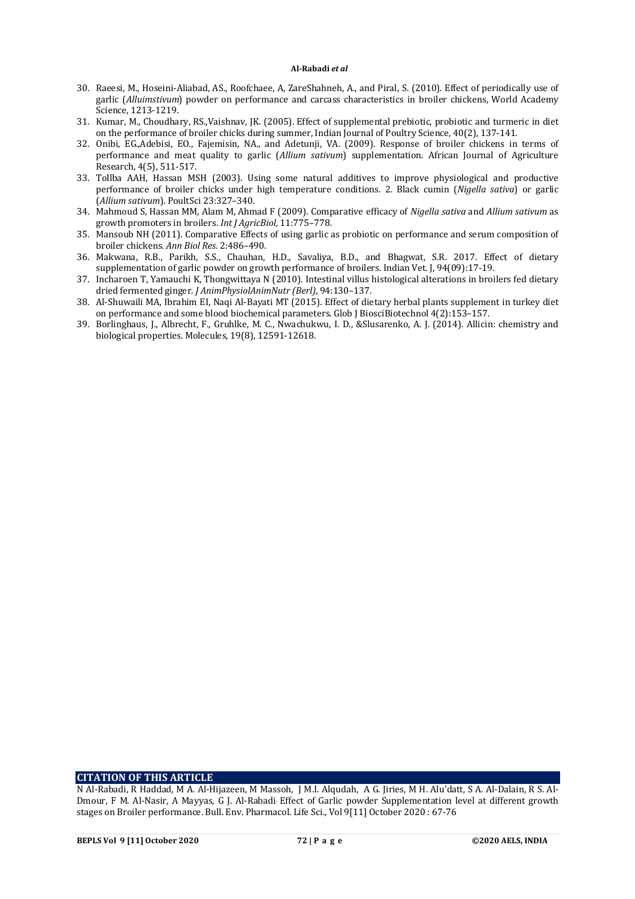30. Raeesi, M., Hoseini-Aliabad, AS., Roofchaee, A, ZareShahneh, A., and Piral, S. (2010). Effect of periodically use of garlic (*Alluimstivum*) powder on performance and carcass characteristics in broiler chickens, World Academy Science, 1213-1219.
31. Kumar, M., Choudhary, RS.,Vaishnav, JK. (2005). Effect of supplemental prebiotic, probiotic and turmeric in diet on the performance of broiler chicks during summer, Indian Journal of Poultry Science, 40(2), 137-141.
32. Onibi, EG.,Adebisi, EO., Fajemisin, NA., and Adetunji, VA. (2009). Response of broiler chickens in terms of performance and meat quality to garlic (*Allium sativum*) supplementation. African Journal of Agriculture Research, 4(5), 511-517.
33. Tollba AAH, Hassan MSH (2003). Using some natural additives to improve physiological and productive performance of broiler chicks under high temperature conditions. 2. Black cumin (*Nigella sativa*) or garlic (*Allium sativum*). PoultSci 23:327–340.
34. Mahmoud S, Hassan MM, Alam M, Ahmad F (2009). Comparative efficacy of *Nigella sativa* and *Allium sativum* as growth promoters in broilers. *Int J AgricBiol*, 11:775–778.
35. Mansoub NH (2011). Comparative Effects of using garlic as probiotic on performance and serum composition of broiler chickens. *Ann Biol Res.* 2:486–490.
36. Makwana, R.B., Parikh, S.S., Chauhan, H.D., Savaliya, B.D., and Bhagwat, S.R. 2017. Effect of dietary supplementation of garlic powder on growth performance of broilers. Indian Vet. J, 94(09):17-19.
37. Incharoen T, Yamauchi K, Thongwittaya N (2010). Intestinal villus histological alterations in broilers fed dietary dried fermented ginger. *J AnimPhysiolAnimNutr (Berl)*, 94:130–137.
38. Al-Shuwaili MA, Ibrahim EI, Naqi Al-Bayati MT (2015). Effect of dietary herbal plants supplement in turkey diet on performance and some blood biochemical parameters. Glob J BiosciBiotechnol 4(2):153–157.
39. Borlinghaus, J., Albrecht, F., Gruhlke, M. C., Nwachukwu, I. D., &Slusarenko, A. J. (2014). Allicin: chemistry and biological properties. Molecules, 19(8), 12591-12618.

## CITATION OF THIS ARTICLE

N Al-Rabadi, R Haddad, M A. Al-Hijazeen, M Massoh, J M.I. Alqudah, A G. Jiries, M H. Alu'datt, S A. Al-Dalain, R S. Al-Dmour, F M. Al-Nasir, A Mayyas, G J. Al-Rabadi. Effect of Garlic powder Supplementation level at different growth stages on Broiler performance. Bull. Env. Pharmacol. Life Sci., Vol 9[11] October 2020 : 67-76